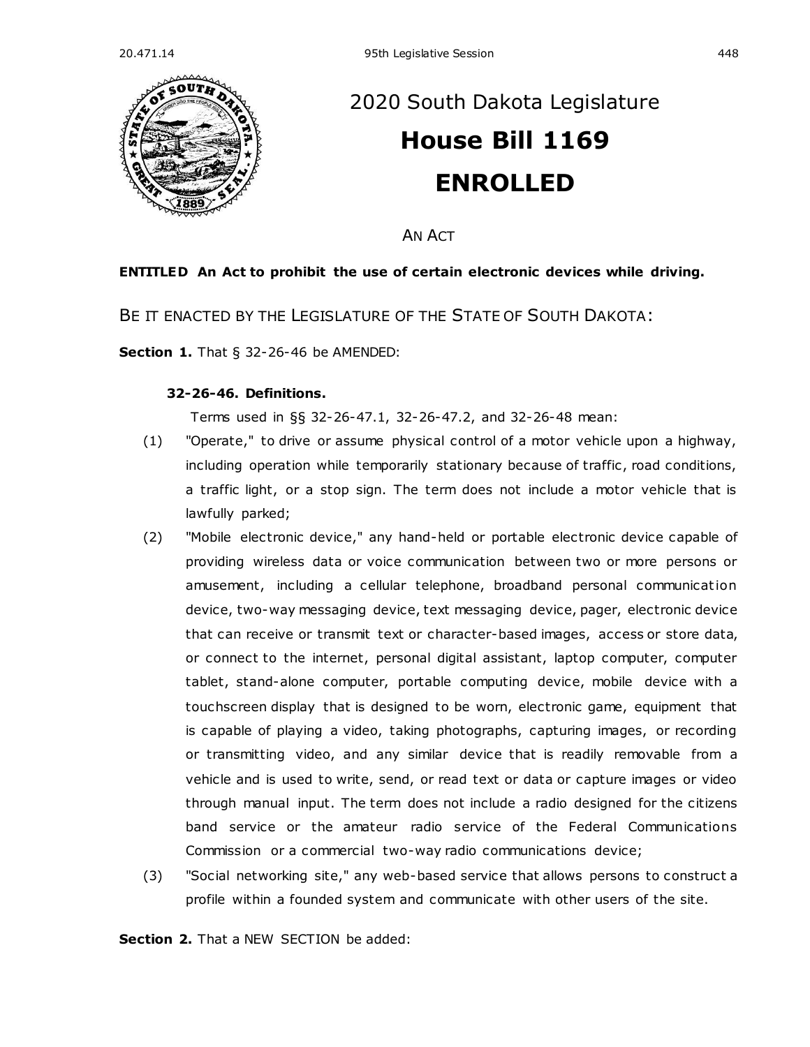# 2020 South Dakota Legislature

# House Bill 1169

# ENROLLED

AN ACT

**ENTITLED An Act to prohibit the use of certain electronic devices while driving.**

BE IT ENACTED BY THE LEGISLATURE OF THE STATE OF SOUTH DAKOTA:

**Section 1.** That § 32-26-46 be AMENDED:

**32-26-46. Definitions.**

Terms used in §§ 32-26-47.1, 32-26-47.2, and 32-26-48 mean:

(1) "Operate," to drive or assume physical control of a motor vehicle upon a highway, including operation while temporarily stationary because of traffic, road conditions, a traffic light, or a stop sign. The term does not include a motor vehicle that is lawfully parked;

(2) "Mobile electronic device," any hand-held or portable electronic device capable of providing wireless data or voice communication between two or more persons or amusement, including a cellular telephone, broadband personal communication device, two-way messaging device, text messaging device, pager, electronic device that can receive or transmit text or character-based images, access or store data, or connect to the internet, personal digital assistant, laptop computer, computer tablet, stand-alone computer, portable computing device, mobile device with a touchscreen display that is designed to be worn, electronic game, equipment that is capable of playing a video, taking photographs, capturing images, or recording or transmitting video, and any similar device that is readily removable from a vehicle and is used to write, send, or read text or data or capture images or video through manual input. The term does not include a radio designed for the citizens band service or the amateur radio service of the Federal Communications Commission or a commercial two-way radio communications device;

(3) "Social networking site," any web-based service that allows persons to construct a profile within a founded system and communicate with other users of the site.

**Section 2.** That a NEW SECTION be added: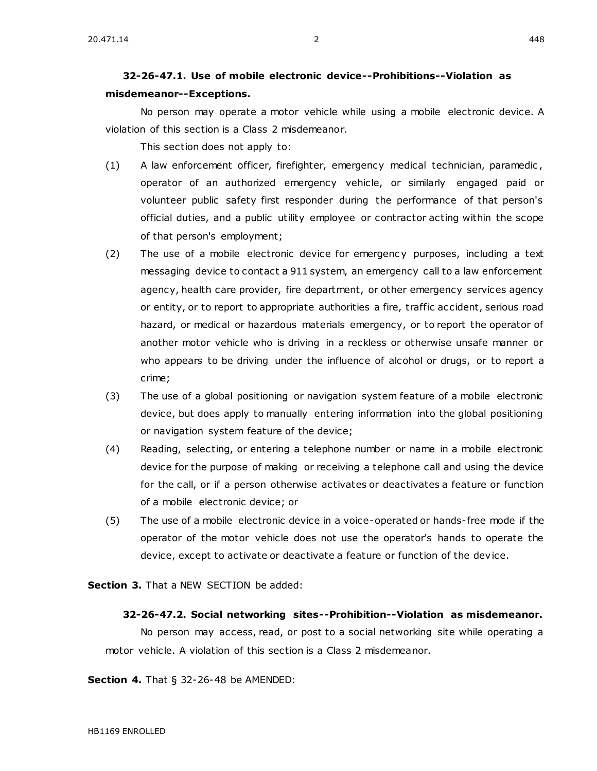**32-26-47.1. Use of mobile electronic device--Prohibitions--Violation as misdemeanor--Exceptions.**

No person may operate a motor vehicle while using a mobile electronic device. A violation of this section is a Class 2 misdemeanor.

This section does not apply to:

(1) A law enforcement officer, firefighter, emergency medical technician, paramedic, operator of an authorized emergency vehicle, or similarly engaged paid or volunteer public safety first responder during the performance of that person's official duties, and a public utility employee or contractor acting within the scope of that person's employment;

(2) The use of a mobile electronic device for emergency purposes, including a text messaging device to contact a 911 system, an emergency call to a law enforcement agency, health care provider, fire department, or other emergency services agency or entity, or to report to appropriate authorities a fire, traffic accident, serious road hazard, or medical or hazardous materials emergency, or to report the operator of another motor vehicle who is driving in a reckless or otherwise unsafe manner or who appears to be driving under the influence of alcohol or drugs, or to report a crime;

(3) The use of a global positioning or navigation system feature of a mobile electronic device, but does apply to manually entering information into the global positioning or navigation system feature of the device;

(4) Reading, selecting, or entering a telephone number or name in a mobile electronic device for the purpose of making or receiving a telephone call and using the device for the call, or if a person otherwise activates or deactivates a feature or function of a mobile electronic device; or

(5) The use of a mobile electronic device in a voice-operated or hands-free mode if the operator of the motor vehicle does not use the operator's hands to operate the device, except to activate or deactivate a feature or function of the device.

**Section 3.** That a NEW SECTION be added:

**32-26-47.2. Social networking sites--Prohibition--Violation as misdemeanor.**

No person may access, read, or post to a social networking site while operating a motor vehicle. A violation of this section is a Class 2 misdemeanor.

**Section 4.** That § 32-26-48 be AMENDED: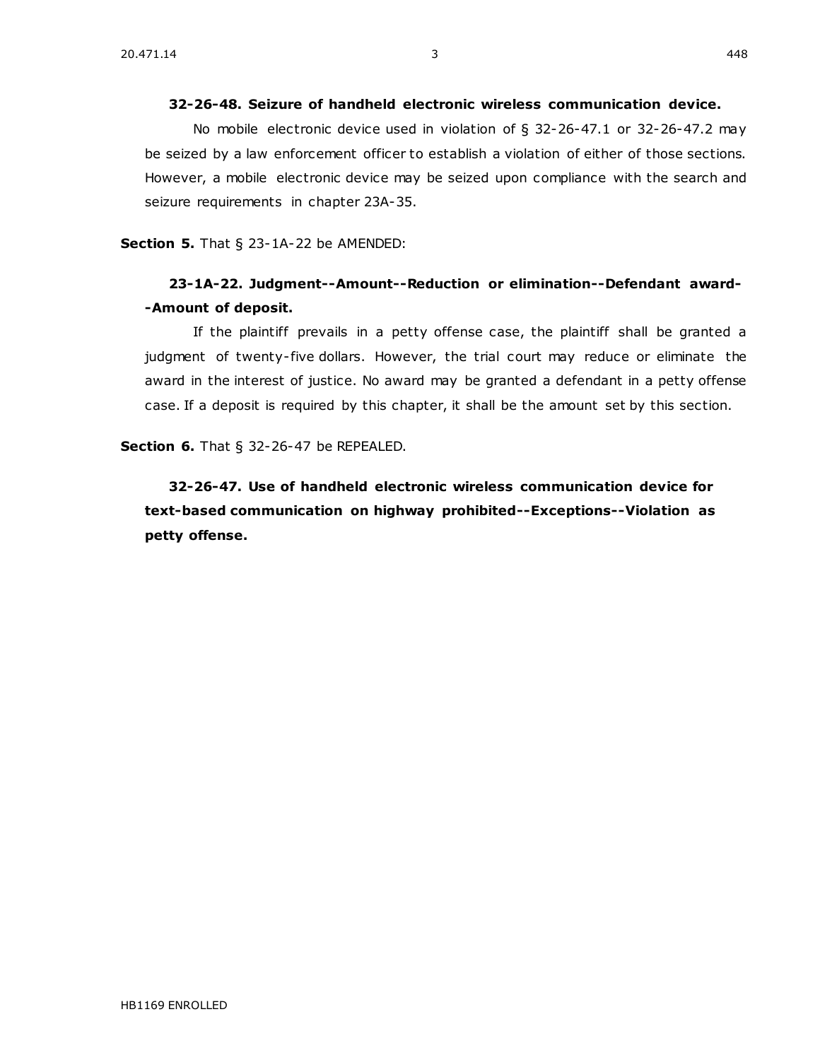**32-26-48. Seizure of handheld electronic wireless communication device.**

No mobile electronic device used in violation of § 32-26-47.1 or 32-26-47.2 may be seized by a law enforcement officer to establish a violation of either of those sections. However, a mobile electronic device may be seized upon compliance with the search and seizure requirements in chapter 23A-35.

**Section 5.** That § 23-1A-22 be AMENDED:

**23-1A-22. Judgment--Amount--Reduction or elimination--Defendant award--Amount of deposit.**

If the plaintiff prevails in a petty offense case, the plaintiff shall be granted a judgment of twenty-five dollars. However, the trial court may reduce or eliminate the award in the interest of justice. No award may be granted a defendant in a petty offense case. If a deposit is required by this chapter, it shall be the amount set by this section.

**Section 6.** That § 32-26-47 be REPEALED.

**32-26-47. Use of handheld electronic wireless communication device for text-based communication on highway prohibited--Exceptions--Violation as petty offense.**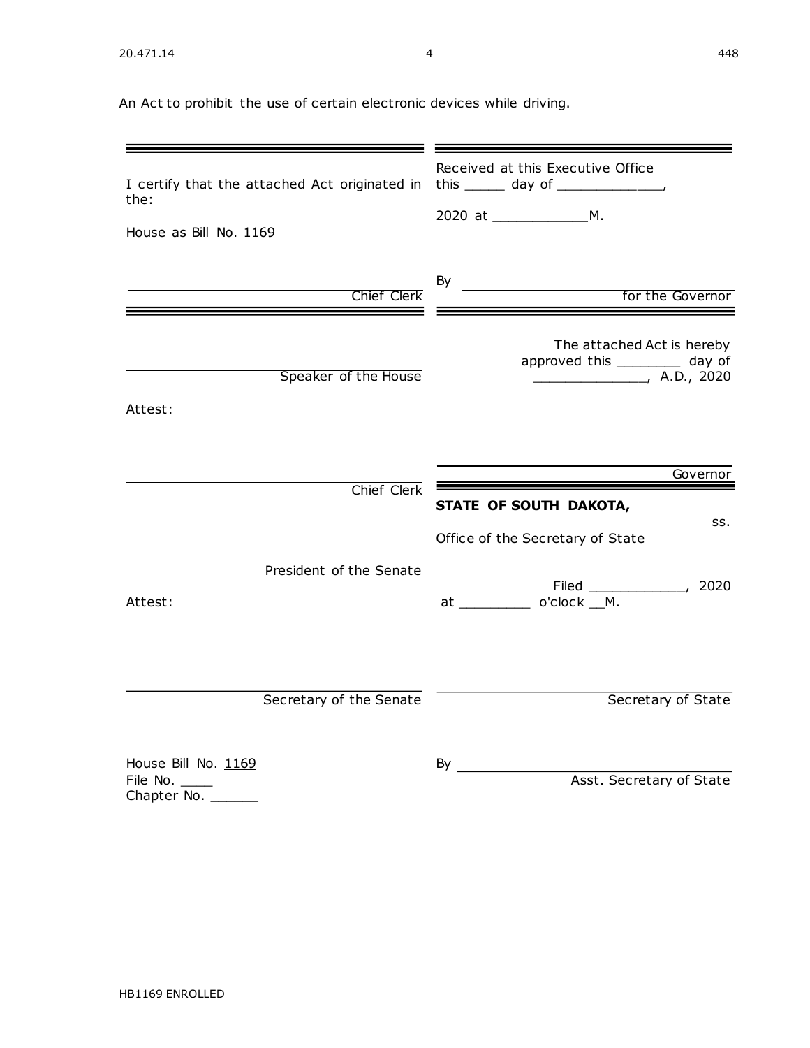An Act to prohibit the use of certain electronic devices while driving.

I certify that the attached Act originated in the:

House as Bill No. 1169

\_\_\_\_\_\_\_\_\_\_\_\_\_\_\_\_\_\_\_\_\_\_\_\_\_\_\_\_\_\_
Chief Clerk

\_\_\_\_\_\_\_\_\_\_\_\_\_\_\_\_\_\_\_\_\_\_\_\_\_\_\_\_\_\_
Speaker of the House

Attest:

\_\_\_\_\_\_\_\_\_\_\_\_\_\_\_\_\_\_\_\_\_\_\_\_\_\_\_\_\_\_
Chief Clerk

\_\_\_\_\_\_\_\_\_\_\_\_\_\_\_\_\_\_\_\_\_\_\_\_\_\_\_\_\_\_
President of the Senate

Attest:

\_\_\_\_\_\_\_\_\_\_\_\_\_\_\_\_\_\_\_\_\_\_\_\_\_\_\_\_\_\_
Secretary of the Senate

House Bill No. <u>1169</u>
File No. ____
Chapter No. ______

Received at this Executive Office this _____ day of _____________,

2020 at ____________M.

By \_\_\_\_\_\_\_\_\_\_\_\_\_\_\_\_\_\_\_\_\_\_\_\_\_\_\_\_\_\_
for the Governor

The attached Act is hereby approved this ________ day of ______________, A.D., 2020

\_\_\_\_\_\_\_\_\_\_\_\_\_\_\_\_\_\_\_\_\_\_\_\_\_\_\_\_\_\_
Governor

**STATE OF SOUTH DAKOTA,**

ss.

Office of the Secretary of State

Filed ____________, 2020
at _________ o'clock __M.

\_\_\_\_\_\_\_\_\_\_\_\_\_\_\_\_\_\_\_\_\_\_\_\_\_\_\_\_\_\_
Secretary of State

By \_\_\_\_\_\_\_\_\_\_\_\_\_\_\_\_\_\_\_\_\_\_\_\_\_\_\_\_\_\_
Asst. Secretary of State